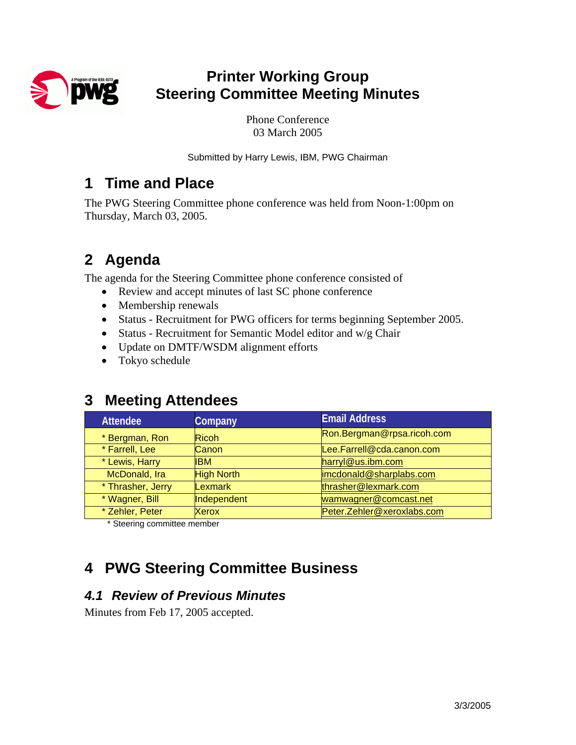# Printer Working Group
# Steering Committee Meeting Minutes

Phone Conference
03 March 2005

Submitted by Harry Lewis, IBM, PWG Chairman

## 1 Time and Place

The PWG Steering Committee phone conference was held from Noon-1:00pm on Thursday, March 03, 2005.

## 2 Agenda

The agenda for the Steering Committee phone conference consisted of

- Review and accept minutes of last SC phone conference
- Membership renewals
- Status - Recruitment for PWG officers for terms beginning September 2005.
- Status - Recruitment for Semantic Model editor and w/g Chair
- Update on DMTF/WSDM alignment efforts
- Tokyo schedule

## 3 Meeting Attendees

| Attendee | Company | Email Address |
|---|---|---|
| * Bergman, Ron | Ricoh | Ron.Bergman@rpsa.ricoh.com |
| * Farrell, Lee | Canon | Lee.Farrell@cda.canon.com |
| * Lewis, Harry | IBM | harryl@us.ibm.com |
| McDonald, Ira | High North | imcdonald@sharplabs.com |
| * Thrasher, Jerry | Lexmark | thrasher@lexmark.com |
| * Wagner, Bill | Independent | wamwagner@comcast.net |
| * Zehler, Peter | Xerox | Peter.Zehler@xeroxlabs.com |

* Steering committee member

## 4 PWG Steering Committee Business

### 4.1 Review of Previous Minutes

Minutes from Feb 17, 2005 accepted.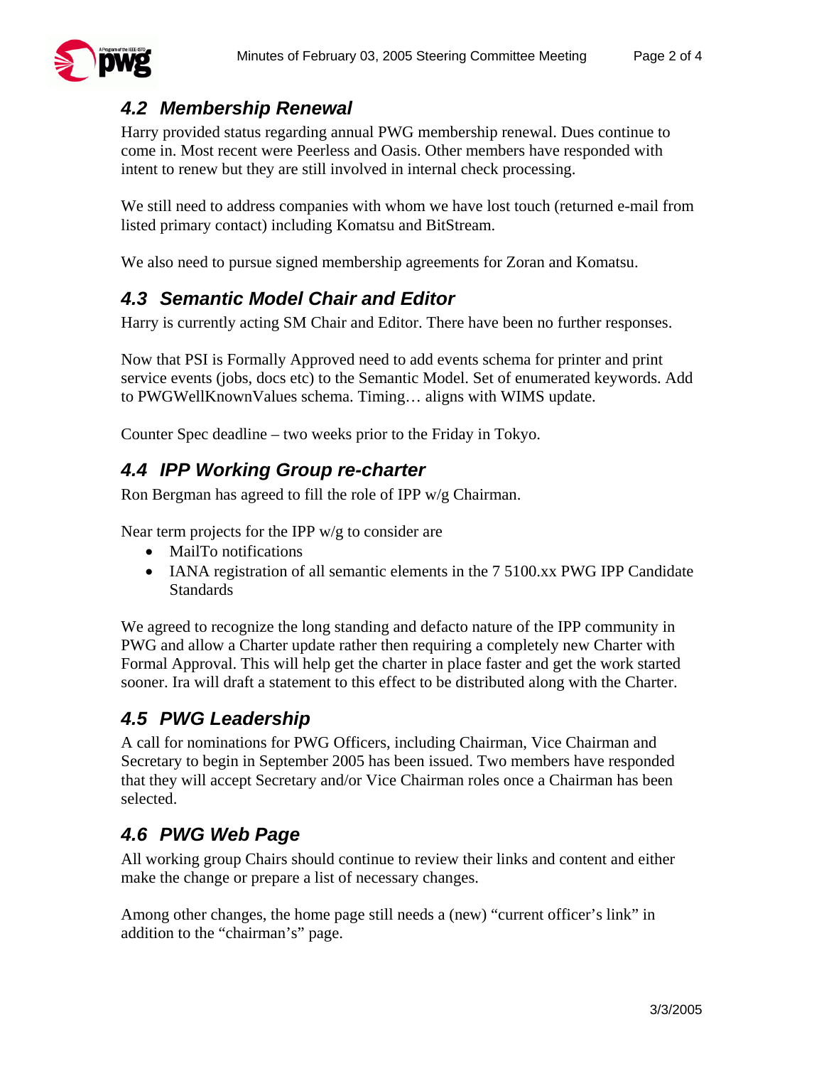### 4.2 Membership Renewal

Harry provided status regarding annual PWG membership renewal. Dues continue to come in. Most recent were Peerless and Oasis. Other members have responded with intent to renew but they are still involved in internal check processing.

We still need to address companies with whom we have lost touch (returned e-mail from listed primary contact) including Komatsu and BitStream.

We also need to pursue signed membership agreements for Zoran and Komatsu.

### 4.3 Semantic Model Chair and Editor

Harry is currently acting SM Chair and Editor. There have been no further responses.

Now that PSI is Formally Approved need to add events schema for printer and print service events (jobs, docs etc) to the Semantic Model. Set of enumerated keywords. Add to PWGWellKnownValues schema. Timing… aligns with WIMS update.

Counter Spec deadline – two weeks prior to the Friday in Tokyo.

### 4.4 IPP Working Group re-charter

Ron Bergman has agreed to fill the role of IPP w/g Chairman.

Near term projects for the IPP w/g to consider are

- MailTo notifications
- IANA registration of all semantic elements in the 7 5100.xx PWG IPP Candidate Standards

We agreed to recognize the long standing and defacto nature of the IPP community in PWG and allow a Charter update rather then requiring a completely new Charter with Formal Approval. This will help get the charter in place faster and get the work started sooner. Ira will draft a statement to this effect to be distributed along with the Charter.

### 4.5 PWG Leadership

A call for nominations for PWG Officers, including Chairman, Vice Chairman and Secretary to begin in September 2005 has been issued. Two members have responded that they will accept Secretary and/or Vice Chairman roles once a Chairman has been selected.

### 4.6 PWG Web Page

All working group Chairs should continue to review their links and content and either make the change or prepare a list of necessary changes.

Among other changes, the home page still needs a (new) "current officer's link" in addition to the "chairman's" page.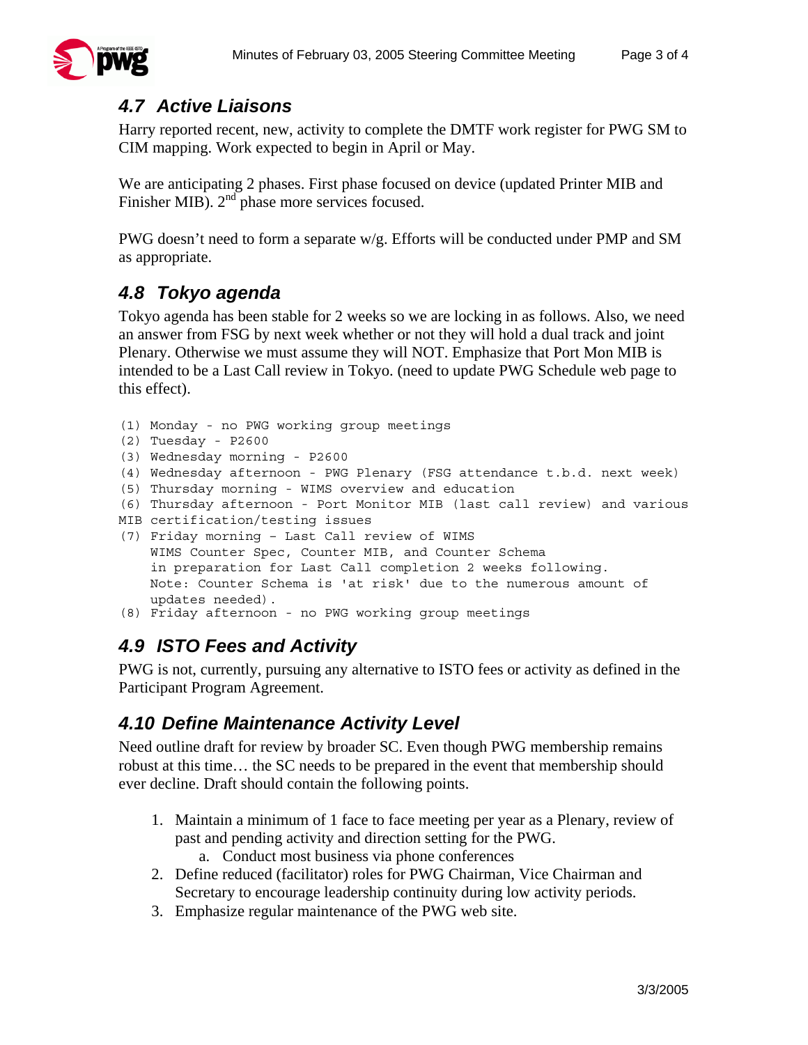## 4.7 Active Liaisons

Harry reported recent, new, activity to complete the DMTF work register for PWG SM to CIM mapping. Work expected to begin in April or May.

We are anticipating 2 phases. First phase focused on device (updated Printer MIB and Finisher MIB). 2nd phase more services focused.

PWG doesn't need to form a separate w/g. Efforts will be conducted under PMP and SM as appropriate.

## 4.8 Tokyo agenda

Tokyo agenda has been stable for 2 weeks so we are locking in as follows. Also, we need an answer from FSG by next week whether or not they will hold a dual track and joint Plenary. Otherwise we must assume they will NOT. Emphasize that Port Mon MIB is intended to be a Last Call review in Tokyo. (need to update PWG Schedule web page to this effect).

```
(1) Monday - no PWG working group meetings
(2) Tuesday - P2600
(3) Wednesday morning - P2600
(4) Wednesday afternoon - PWG Plenary (FSG attendance t.b.d. next week)
(5) Thursday morning - WIMS overview and education
(6) Thursday afternoon - Port Monitor MIB (last call review) and various
MIB certification/testing issues
(7) Friday morning – Last Call review of WIMS
    WIMS Counter Spec, Counter MIB, and Counter Schema
    in preparation for Last Call completion 2 weeks following.
    Note: Counter Schema is 'at risk' due to the numerous amount of
    updates needed).
(8) Friday afternoon - no PWG working group meetings
```

## 4.9 ISTO Fees and Activity

PWG is not, currently, pursuing any alternative to ISTO fees or activity as defined in the Participant Program Agreement.

## 4.10 Define Maintenance Activity Level

Need outline draft for review by broader SC. Even though PWG membership remains robust at this time… the SC needs to be prepared in the event that membership should ever decline. Draft should contain the following points.

1. Maintain a minimum of 1 face to face meeting per year as a Plenary, review of past and pending activity and direction setting for the PWG.
   a. Conduct most business via phone conferences
2. Define reduced (facilitator) roles for PWG Chairman, Vice Chairman and Secretary to encourage leadership continuity during low activity periods.
3. Emphasize regular maintenance of the PWG web site.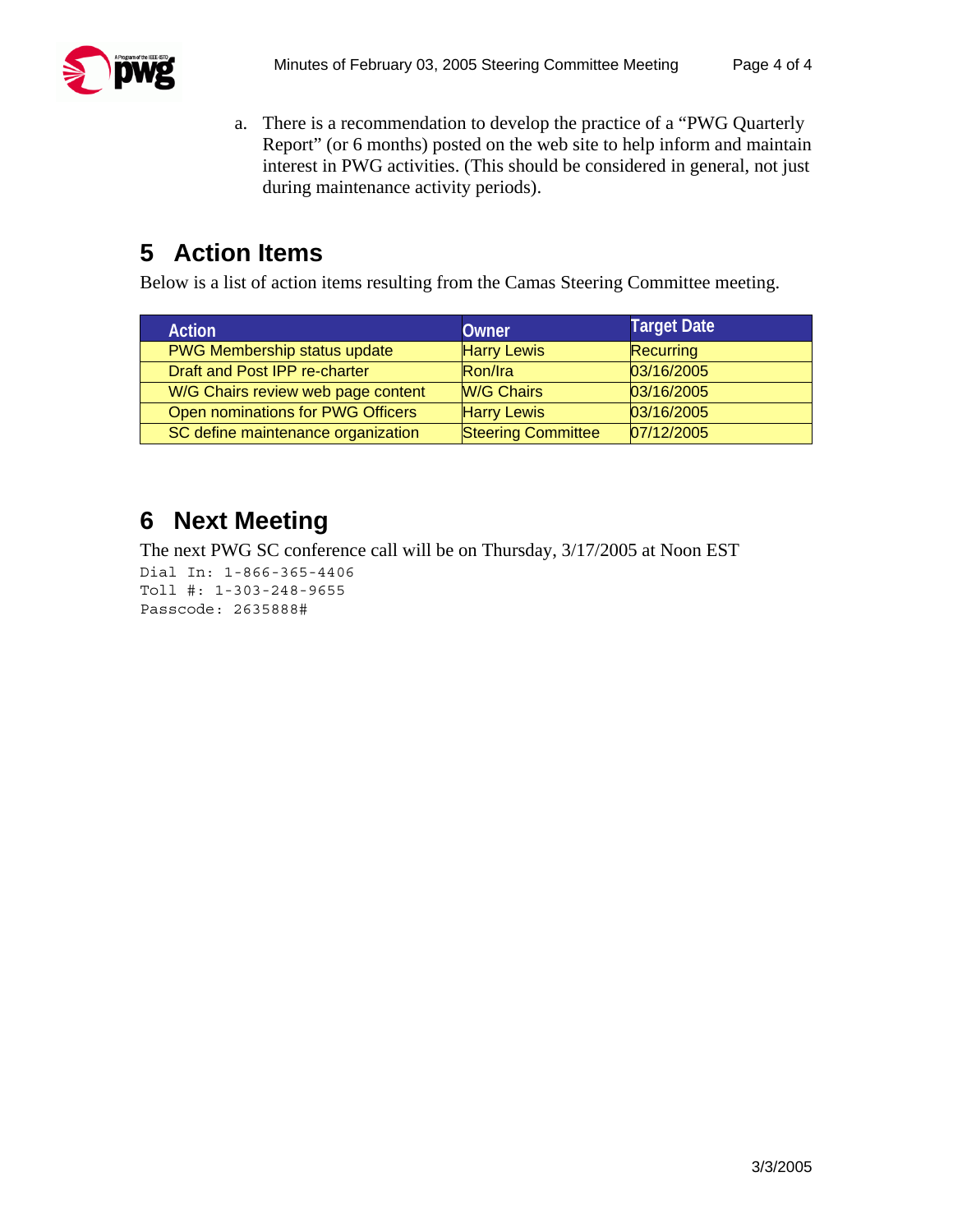a. There is a recommendation to develop the practice of a "PWG Quarterly Report" (or 6 months) posted on the web site to help inform and maintain interest in PWG activities. (This should be considered in general, not just during maintenance activity periods).

# 5 Action Items

Below is a list of action items resulting from the Camas Steering Committee meeting.

| Action | Owner | Target Date |
|---|---|---|
| PWG Membership status update | Harry Lewis | Recurring |
| Draft and Post IPP re-charter | Ron/Ira | 03/16/2005 |
| W/G Chairs review web page content | W/G Chairs | 03/16/2005 |
| Open nominations for PWG Officers | Harry Lewis | 03/16/2005 |
| SC define maintenance organization | Steering Committee | 07/12/2005 |

# 6 Next Meeting

The next PWG SC conference call will be on Thursday, 3/17/2005 at Noon EST

```
Dial In: 1-866-365-4406
Toll #: 1-303-248-9655
Passcode: 2635888#
```